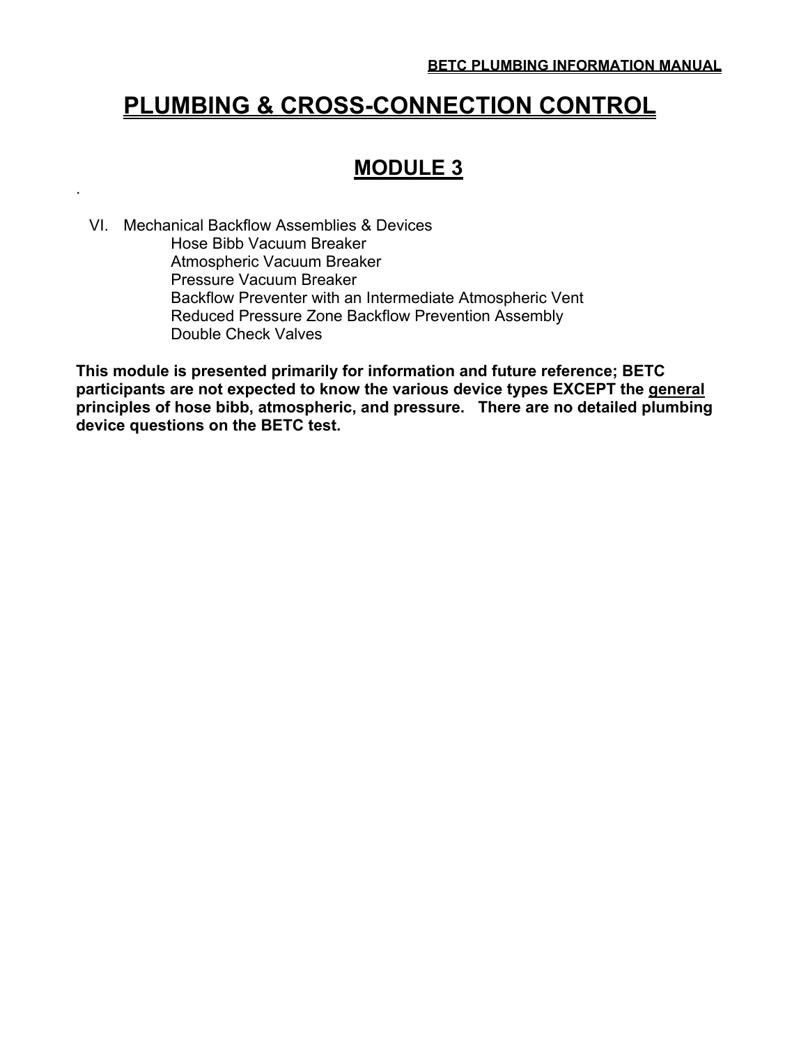# PLUMBING & CROSS-CONNECTION CONTROL

## MODULE 3

.

VI. Mechanical Backflow Assemblies & Devices
  - Hose Bibb Vacuum Breaker
  - Atmospheric Vacuum Breaker
  - Pressure Vacuum Breaker
  - Backflow Preventer with an Intermediate Atmospheric Vent
  - Reduced Pressure Zone Backflow Prevention Assembly
  - Double Check Valves

**This module is presented primarily for information and future reference; BETC participants are not expected to know the various device types EXCEPT the general principles of hose bibb, atmospheric, and pressure. There are no detailed plumbing device questions on the BETC test.**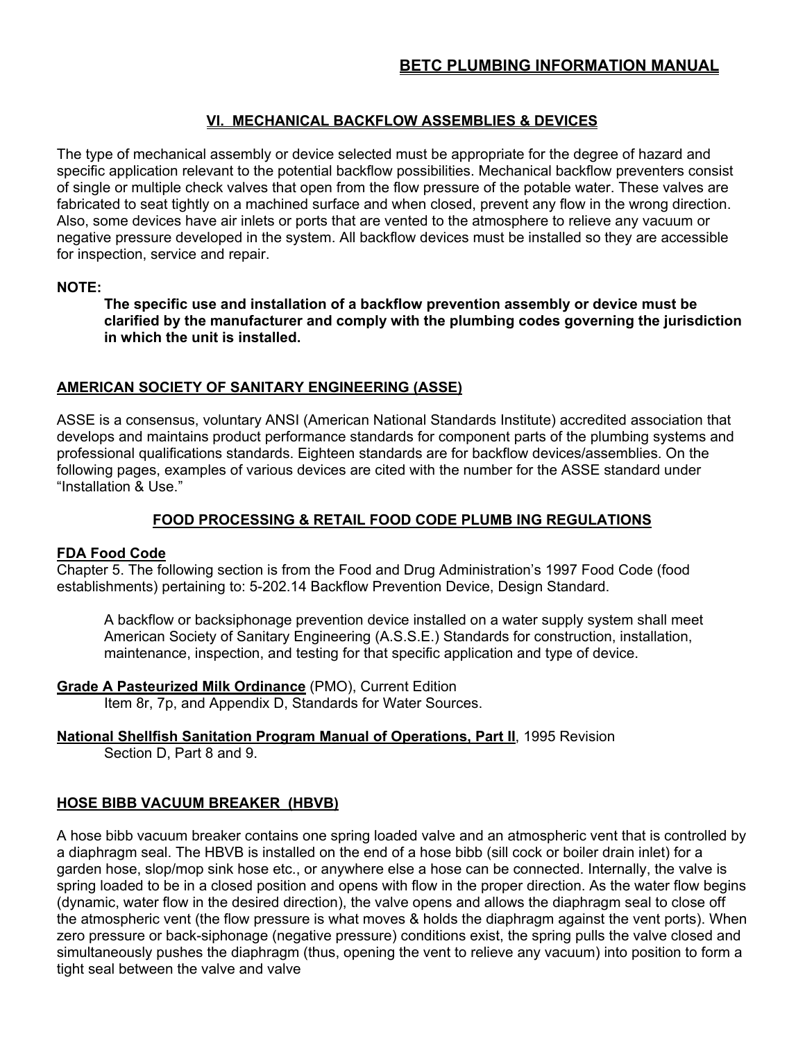## VI. MECHANICAL BACKFLOW ASSEMBLIES & DEVICES

The type of mechanical assembly or device selected must be appropriate for the degree of hazard and specific application relevant to the potential backflow possibilities. Mechanical backflow preventers consist of single or multiple check valves that open from the flow pressure of the potable water. These valves are fabricated to seat tightly on a machined surface and when closed, prevent any flow in the wrong direction. Also, some devices have air inlets or ports that are vented to the atmosphere to relieve any vacuum or negative pressure developed in the system. All backflow devices must be installed so they are accessible for inspection, service and repair.

**NOTE:**

> **The specific use and installation of a backflow prevention assembly or device must be clarified by the manufacturer and comply with the plumbing codes governing the jurisdiction in which the unit is installed.**

### AMERICAN SOCIETY OF SANITARY ENGINEERING (ASSE)

ASSE is a consensus, voluntary ANSI (American National Standards Institute) accredited association that develops and maintains product performance standards for component parts of the plumbing systems and professional qualifications standards. Eighteen standards are for backflow devices/assemblies. On the following pages, examples of various devices are cited with the number for the ASSE standard under "Installation & Use."

### FOOD PROCESSING & RETAIL FOOD CODE PLUMB ING REGULATIONS

**FDA Food Code**
Chapter 5. The following section is from the Food and Drug Administration's 1997 Food Code (food establishments) pertaining to: 5-202.14 Backflow Prevention Device, Design Standard.

> A backflow or backsiphonage prevention device installed on a water supply system shall meet American Society of Sanitary Engineering (A.S.S.E.) Standards for construction, installation, maintenance, inspection, and testing for that specific application and type of device.

**Grade A Pasteurized Milk Ordinance** (PMO), Current Edition
Item 8r, 7p, and Appendix D, Standards for Water Sources.

**National Shellfish Sanitation Program Manual of Operations, Part II**, 1995 Revision
Section D, Part 8 and 9.

### HOSE BIBB VACUUM BREAKER (HBVB)

A hose bibb vacuum breaker contains one spring loaded valve and an atmospheric vent that is controlled by a diaphragm seal. The HBVB is installed on the end of a hose bibb (sill cock or boiler drain inlet) for a garden hose, slop/mop sink hose etc., or anywhere else a hose can be connected. Internally, the valve is spring loaded to be in a closed position and opens with flow in the proper direction. As the water flow begins (dynamic, water flow in the desired direction), the valve opens and allows the diaphragm seal to close off the atmospheric vent (the flow pressure is what moves & holds the diaphragm against the vent ports). When zero pressure or back-siphonage (negative pressure) conditions exist, the spring pulls the valve closed and simultaneously pushes the diaphragm (thus, opening the vent to relieve any vacuum) into position to form a tight seal between the valve and valve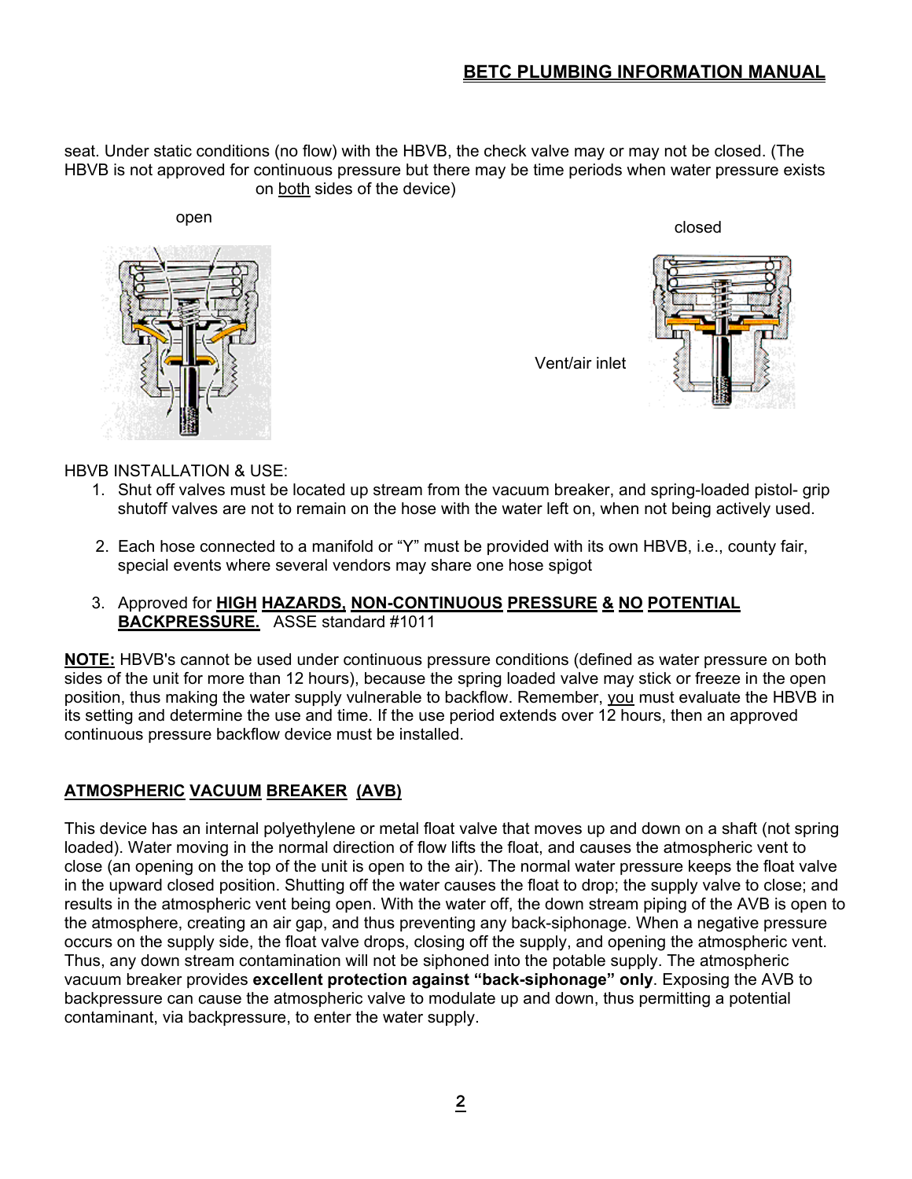seat. Under static conditions (no flow) with the HBVB, the check valve may or may not be closed. (The HBVB is not approved for continuous pressure but there may be time periods when water pressure exists on both sides of the device)

open

closed

Vent/air inlet

HBVB INSTALLATION & USE:

1. Shut off valves must be located up stream from the vacuum breaker, and spring-loaded pistol- grip shutoff valves are not to remain on the hose with the water left on, when not being actively used.

2. Each hose connected to a manifold or "Y" must be provided with its own HBVB, i.e., county fair, special events where several vendors may share one hose spigot

3. Approved for **HIGH HAZARDS, NON-CONTINUOUS PRESSURE & NO POTENTIAL BACKPRESSURE.** ASSE standard #1011

**NOTE:** HBVB's cannot be used under continuous pressure conditions (defined as water pressure on both sides of the unit for more than 12 hours), because the spring loaded valve may stick or freeze in the open position, thus making the water supply vulnerable to backflow. Remember, you must evaluate the HBVB in its setting and determine the use and time. If the use period extends over 12 hours, then an approved continuous pressure backflow device must be installed.

## ATMOSPHERIC VACUUM BREAKER (AVB)

This device has an internal polyethylene or metal float valve that moves up and down on a shaft (not spring loaded). Water moving in the normal direction of flow lifts the float, and causes the atmospheric vent to close (an opening on the top of the unit is open to the air). The normal water pressure keeps the float valve in the upward closed position. Shutting off the water causes the float to drop; the supply valve to close; and results in the atmospheric vent being open. With the water off, the down stream piping of the AVB is open to the atmosphere, creating an air gap, and thus preventing any back-siphonage. When a negative pressure occurs on the supply side, the float valve drops, closing off the supply, and opening the atmospheric vent. Thus, any down stream contamination will not be siphoned into the potable supply. The atmospheric vacuum breaker provides **excellent protection against "back-siphonage" only**. Exposing the AVB to backpressure can cause the atmospheric valve to modulate up and down, thus permitting a potential contaminant, via backpressure, to enter the water supply.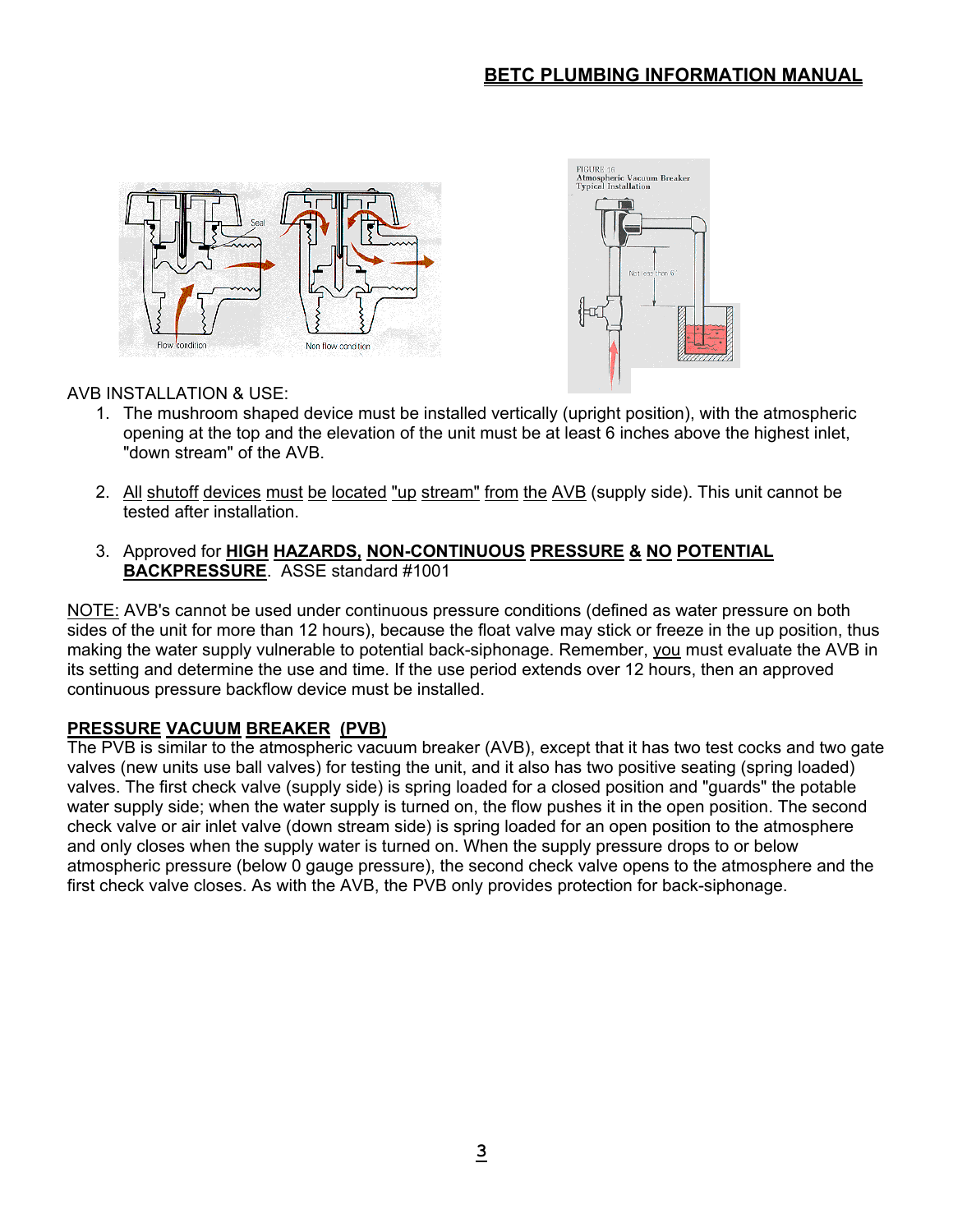AVB INSTALLATION & USE:

1. The mushroom shaped device must be installed vertically (upright position), with the atmospheric opening at the top and the elevation of the unit must be at least 6 inches above the highest inlet, "down stream" of the AVB.

2. All shutoff devices must be located "up stream" from the AVB (supply side). This unit cannot be tested after installation.

3. Approved for **HIGH HAZARDS, NON-CONTINUOUS PRESSURE & NO POTENTIAL BACKPRESSURE**. ASSE standard #1001

NOTE: AVB's cannot be used under continuous pressure conditions (defined as water pressure on both sides of the unit for more than 12 hours), because the float valve may stick or freeze in the up position, thus making the water supply vulnerable to potential back-siphonage. Remember, you must evaluate the AVB in its setting and determine the use and time. If the use period extends over 12 hours, then an approved continuous pressure backflow device must be installed.

## PRESSURE VACUUM BREAKER (PVB)

The PVB is similar to the atmospheric vacuum breaker (AVB), except that it has two test cocks and two gate valves (new units use ball valves) for testing the unit, and it also has two positive seating (spring loaded) valves. The first check valve (supply side) is spring loaded for a closed position and "guards" the potable water supply side; when the water supply is turned on, the flow pushes it in the open position. The second check valve or air inlet valve (down stream side) is spring loaded for an open position to the atmosphere and only closes when the supply water is turned on. When the supply pressure drops to or below atmospheric pressure (below 0 gauge pressure), the second check valve opens to the atmosphere and the first check valve closes. As with the AVB, the PVB only provides protection for back-siphonage.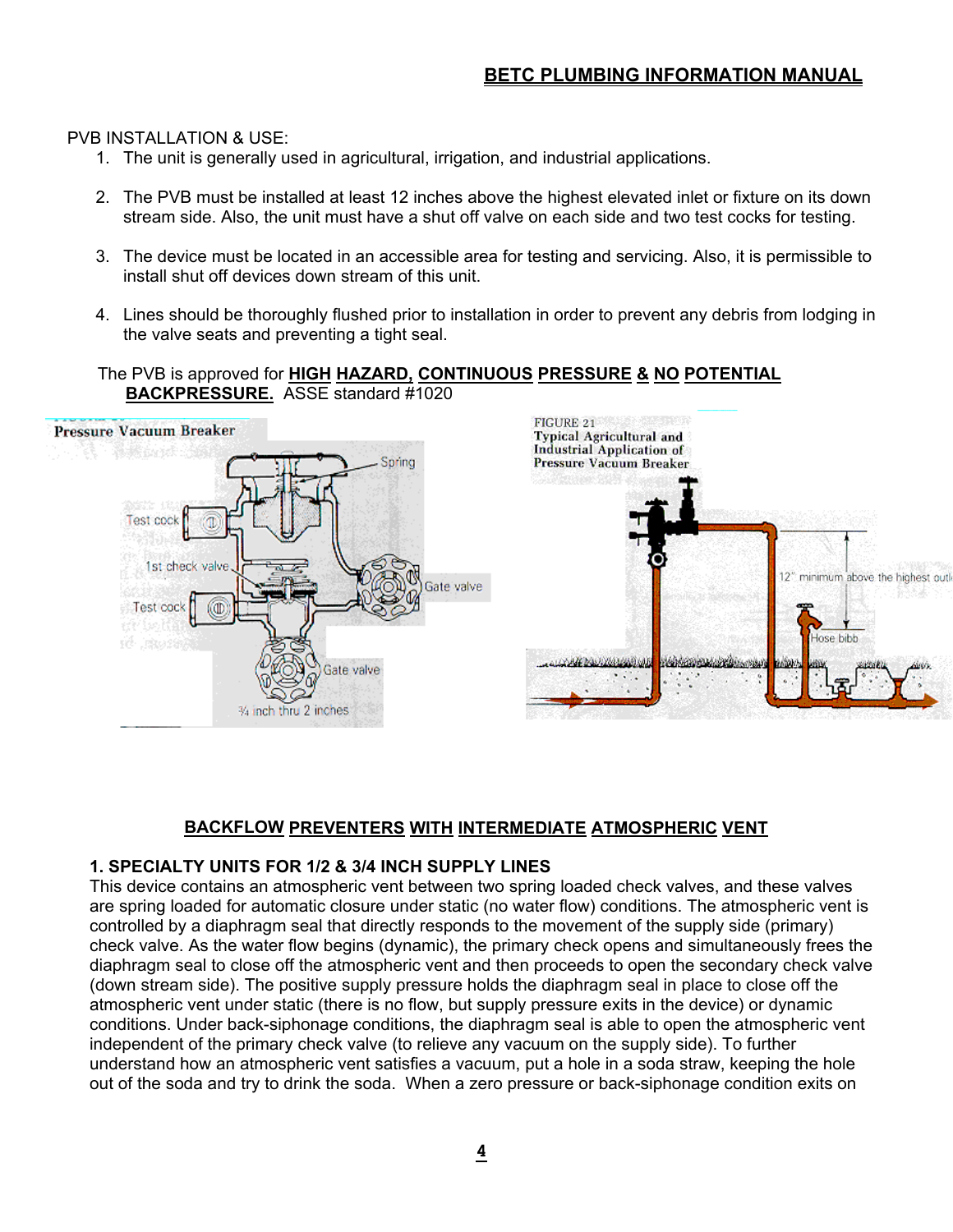PVB INSTALLATION & USE:

1. The unit is generally used in agricultural, irrigation, and industrial applications.

2. The PVB must be installed at least 12 inches above the highest elevated inlet or fixture on its down stream side. Also, the unit must have a shut off valve on each side and two test cocks for testing.

3. The device must be located in an accessible area for testing and servicing. Also, it is permissible to install shut off devices down stream of this unit.

4. Lines should be thoroughly flushed prior to installation in order to prevent any debris from lodging in the valve seats and preventing a tight seal.

The PVB is approved for **HIGH HAZARD, CONTINUOUS PRESSURE & NO POTENTIAL BACKPRESSURE.** ASSE standard #1020

## BACKFLOW PREVENTERS WITH INTERMEDIATE ATMOSPHERIC VENT

### 1. SPECIALTY UNITS FOR 1/2 & 3/4 INCH SUPPLY LINES

This device contains an atmospheric vent between two spring loaded check valves, and these valves are spring loaded for automatic closure under static (no water flow) conditions. The atmospheric vent is controlled by a diaphragm seal that directly responds to the movement of the supply side (primary) check valve. As the water flow begins (dynamic), the primary check opens and simultaneously frees the diaphragm seal to close off the atmospheric vent and then proceeds to open the secondary check valve (down stream side). The positive supply pressure holds the diaphragm seal in place to close off the atmospheric vent under static (there is no flow, but supply pressure exits in the device) or dynamic conditions. Under back-siphonage conditions, the diaphragm seal is able to open the atmospheric vent independent of the primary check valve (to relieve any vacuum on the supply side). To further understand how an atmospheric vent satisfies a vacuum, put a hole in a soda straw, keeping the hole out of the soda and try to drink the soda. When a zero pressure or back-siphonage condition exits on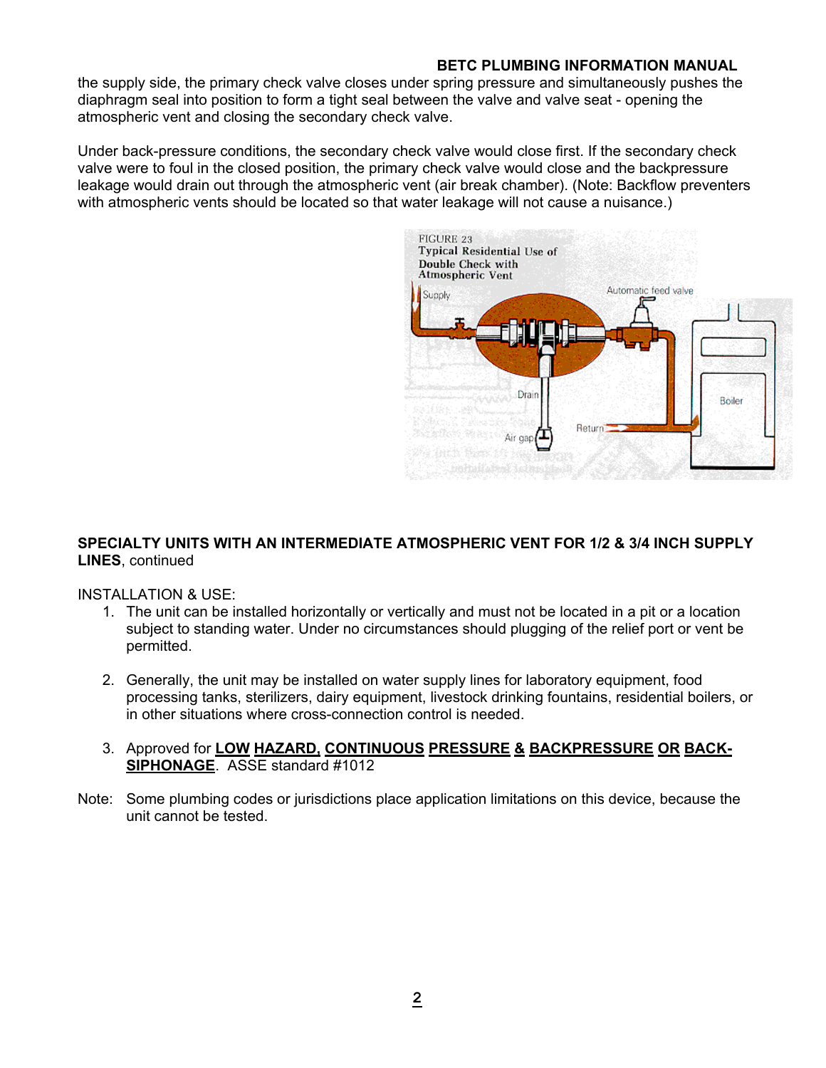the supply side, the primary check valve closes under spring pressure and simultaneously pushes the diaphragm seal into position to form a tight seal between the valve and valve seat - opening the atmospheric vent and closing the secondary check valve.

Under back-pressure conditions, the secondary check valve would close first. If the secondary check valve were to foul in the closed position, the primary check valve would close and the backpressure leakage would drain out through the atmospheric vent (air break chamber). (Note: Backflow preventers with atmospheric vents should be located so that water leakage will not cause a nuisance.)

FIGURE 23
Typical Residential Use of Double Check with Atmospheric Vent

**SPECIALTY UNITS WITH AN INTERMEDIATE ATMOSPHERIC VENT FOR 1/2 & 3/4 INCH SUPPLY LINES**, continued

INSTALLATION & USE:

1. The unit can be installed horizontally or vertically and must not be located in a pit or a location subject to standing water. Under no circumstances should plugging of the relief port or vent be permitted.

2. Generally, the unit may be installed on water supply lines for laboratory equipment, food processing tanks, sterilizers, dairy equipment, livestock drinking fountains, residential boilers, or in other situations where cross-connection control is needed.

3. Approved for **LOW HAZARD, CONTINUOUS PRESSURE & BACKPRESSURE OR BACK-SIPHONAGE**. ASSE standard #1012

Note: Some plumbing codes or jurisdictions place application limitations on this device, because the unit cannot be tested.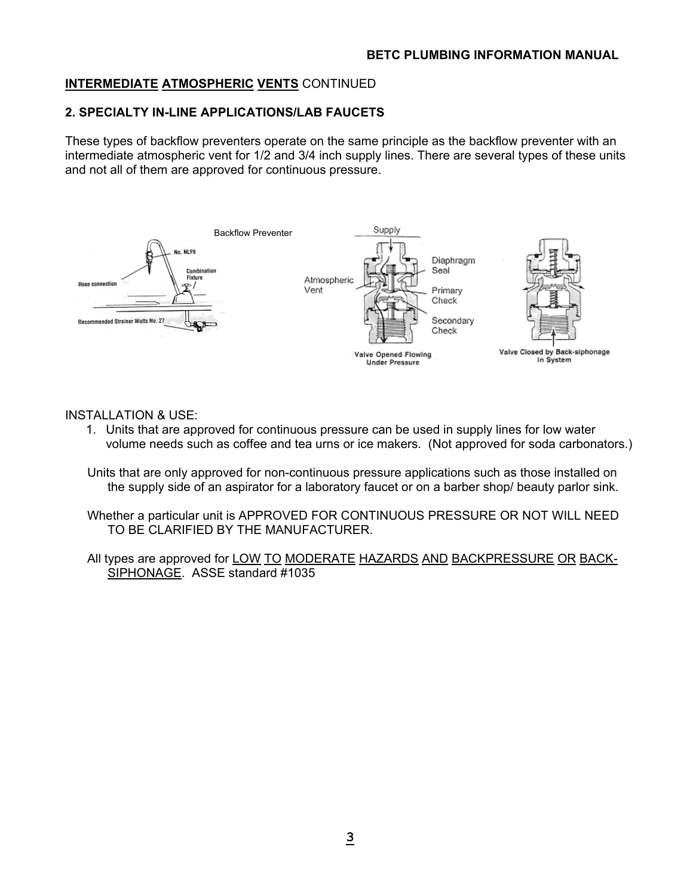**INTERMEDIATE ATMOSPHERIC VENTS** CONTINUED

**2. SPECIALTY IN-LINE APPLICATIONS/LAB FAUCETS**

These types of backflow preventers operate on the same principle as the backflow preventer with an intermediate atmospheric vent for 1/2 and 3/4 inch supply lines. There are several types of these units and not all of them are approved for continuous pressure.

Backflow Preventer

INSTALLATION & USE:

1. Units that are approved for continuous pressure can be used in supply lines for low water volume needs such as coffee and tea urns or ice makers. (Not approved for soda carbonators.)

   Units that are only approved for non-continuous pressure applications such as those installed on the supply side of an aspirator for a laboratory faucet or on a barber shop/ beauty parlor sink.

   Whether a particular unit is APPROVED FOR CONTINUOUS PRESSURE OR NOT WILL NEED TO BE CLARIFIED BY THE MANUFACTURER.

   All types are approved for LOW TO MODERATE HAZARDS AND BACKPRESSURE OR BACK-SIPHONAGE. ASSE standard #1035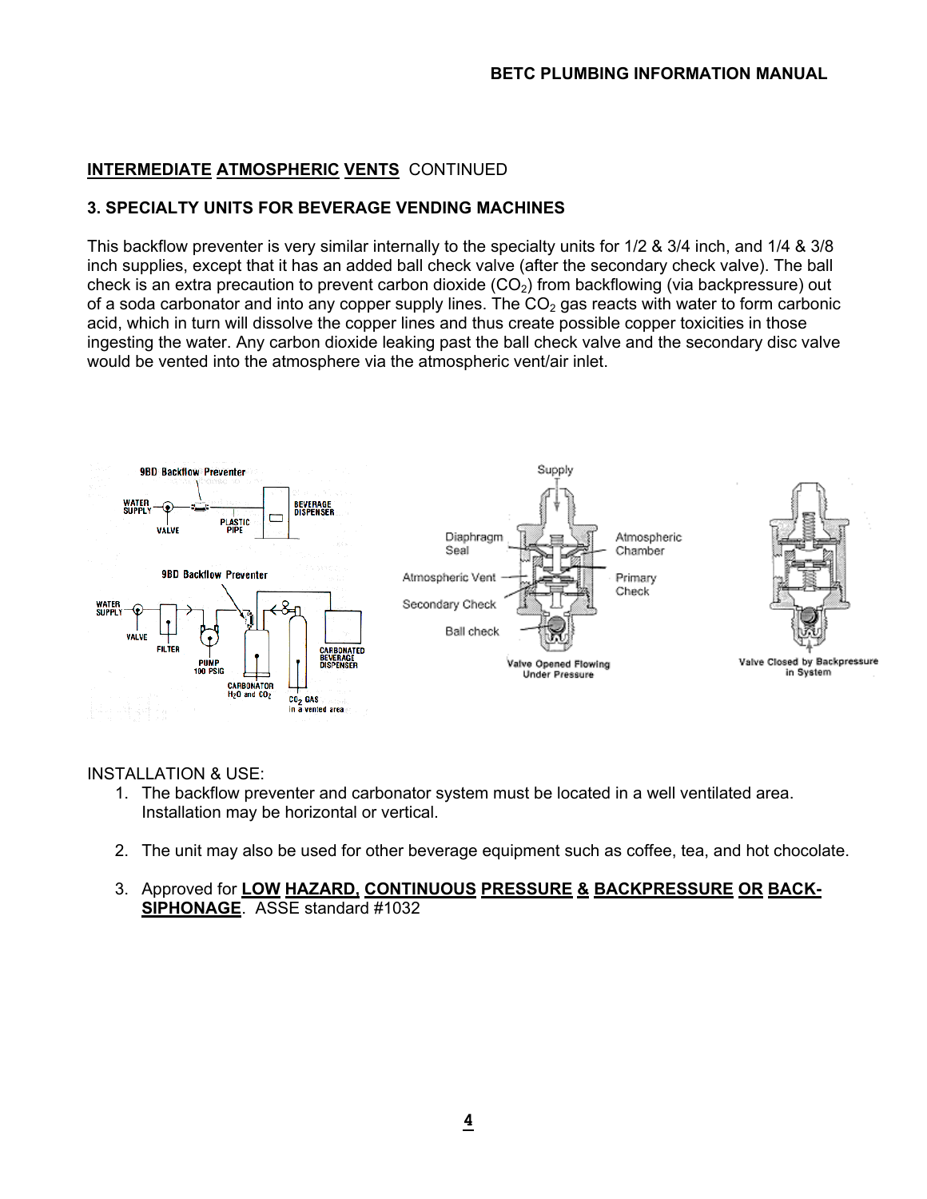## INTERMEDIATE ATMOSPHERIC VENTS CONTINUED

### 3. SPECIALTY UNITS FOR BEVERAGE VENDING MACHINES

This backflow preventer is very similar internally to the specialty units for 1/2 & 3/4 inch, and 1/4 & 3/8 inch supplies, except that it has an added ball check valve (after the secondary check valve). The ball check is an extra precaution to prevent carbon dioxide ($CO_2$) from backflowing (via backpressure) out of a soda carbonator and into any copper supply lines. The $CO_2$ gas reacts with water to form carbonic acid, which in turn will dissolve the copper lines and thus create possible copper toxicities in those ingesting the water. Any carbon dioxide leaking past the ball check valve and the secondary disc valve would be vented into the atmosphere via the atmospheric vent/air inlet.

INSTALLATION & USE:

1. The backflow preventer and carbonator system must be located in a well ventilated area. Installation may be horizontal or vertical.

2. The unit may also be used for other beverage equipment such as coffee, tea, and hot chocolate.

3. Approved for **LOW HAZARD, CONTINUOUS PRESSURE & BACKPRESSURE OR BACK-SIPHONAGE**. ASSE standard #1032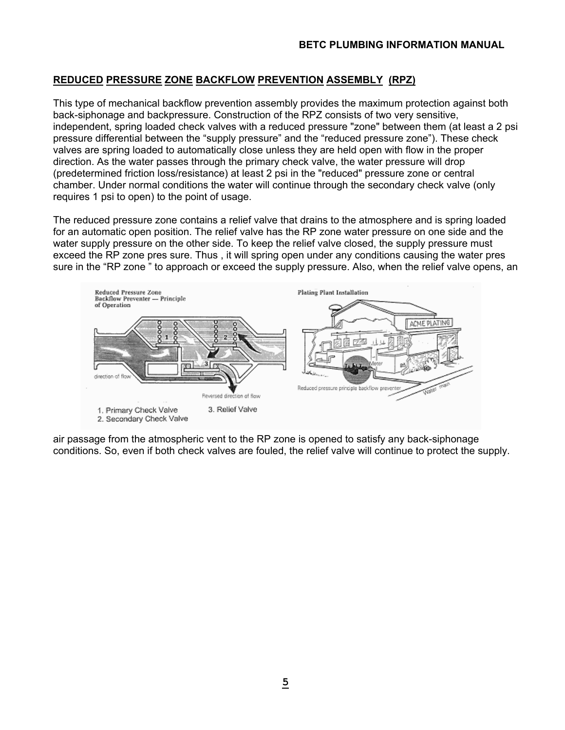## REDUCED PRESSURE ZONE BACKFLOW PREVENTION ASSEMBLY (RPZ)

This type of mechanical backflow prevention assembly provides the maximum protection against both back-siphonage and backpressure. Construction of the RPZ consists of two very sensitive, independent, spring loaded check valves with a reduced pressure "zone" between them (at least a 2 psi pressure differential between the “supply pressure” and the “reduced pressure zone”). These check valves are spring loaded to automatically close unless they are held open with flow in the proper direction. As the water passes through the primary check valve, the water pressure will drop (predetermined friction loss/resistance) at least 2 psi in the "reduced" pressure zone or central chamber. Under normal conditions the water will continue through the secondary check valve (only requires 1 psi to open) to the point of usage.

The reduced pressure zone contains a relief valve that drains to the atmosphere and is spring loaded for an automatic open position. The relief valve has the RP zone water pressure on one side and the water supply pressure on the other side. To keep the relief valve closed, the supply pressure must exceed the RP zone pres sure. Thus , it will spring open under any conditions causing the water pres sure in the “RP zone ” to approach or exceed the supply pressure. Also, when the relief valve opens, an air passage from the atmospheric vent to the RP zone is opened to satisfy any back-siphonage conditions. So, even if both check valves are fouled, the relief valve will continue to protect the supply.

Reduced Pressure Zone Backflow Preventer — Principle of Operation

1. Primary Check Valve
2. Secondary Check Valve
3. Relief Valve

Plating Plant Installation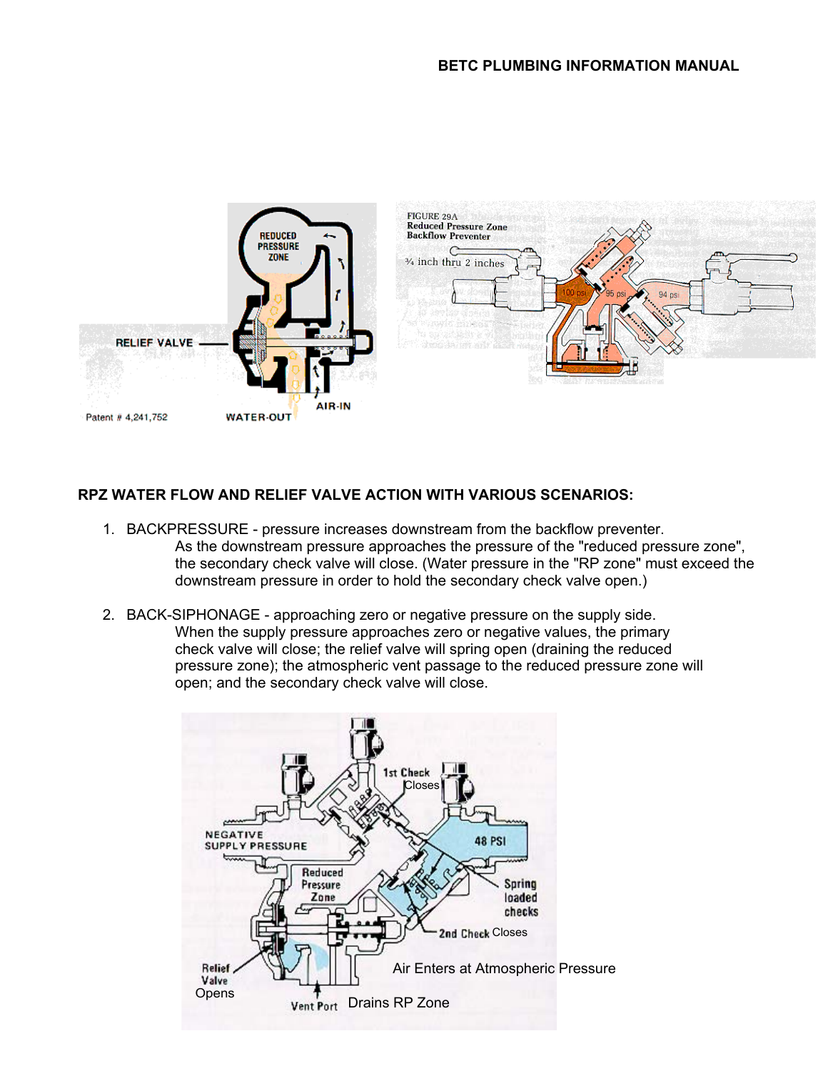## RPZ WATER FLOW AND RELIEF VALVE ACTION WITH VARIOUS SCENARIOS:

1. BACKPRESSURE - pressure increases downstream from the backflow preventer.
   As the downstream pressure approaches the pressure of the "reduced pressure zone", the secondary check valve will close. (Water pressure in the "RP zone" must exceed the downstream pressure in order to hold the secondary check valve open.)

2. BACK-SIPHONAGE - approaching zero or negative pressure on the supply side.
   When the supply pressure approaches zero or negative values, the primary check valve will close; the relief valve will spring open (draining the reduced pressure zone); the atmospheric vent passage to the reduced pressure zone will open; and the secondary check valve will close.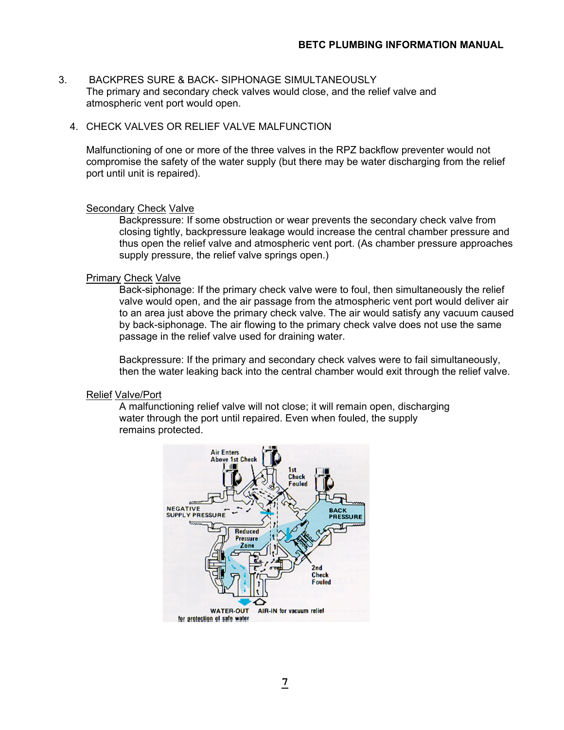3. BACKPRES SURE & BACK- SIPHONAGE SIMULTANEOUSLY
   The primary and secondary check valves would close, and the relief valve and atmospheric vent port would open.

4. CHECK VALVES OR RELIEF VALVE MALFUNCTION

   Malfunctioning of one or more of the three valves in the RPZ backflow preventer would not compromise the safety of the water supply (but there may be water discharging from the relief port until unit is repaired).

<u>Secondary Check Valve</u>

Backpressure: If some obstruction or wear prevents the secondary check valve from closing tightly, backpressure leakage would increase the central chamber pressure and thus open the relief valve and atmospheric vent port. (As chamber pressure approaches supply pressure, the relief valve springs open.)

<u>Primary Check Valve</u>

Back-siphonage: If the primary check valve were to foul, then simultaneously the relief valve would open, and the air passage from the atmospheric vent port would deliver air to an area just above the primary check valve. The air would satisfy any vacuum caused by back-siphonage. The air flowing to the primary check valve does not use the same passage in the relief valve used for draining water.

Backpressure: If the primary and secondary check valves were to fail simultaneously, then the water leaking back into the central chamber would exit through the relief valve.

<u>Relief Valve/Port</u>

A malfunctioning relief valve will not close; it will remain open, discharging water through the port until repaired. Even when fouled, the supply remains protected.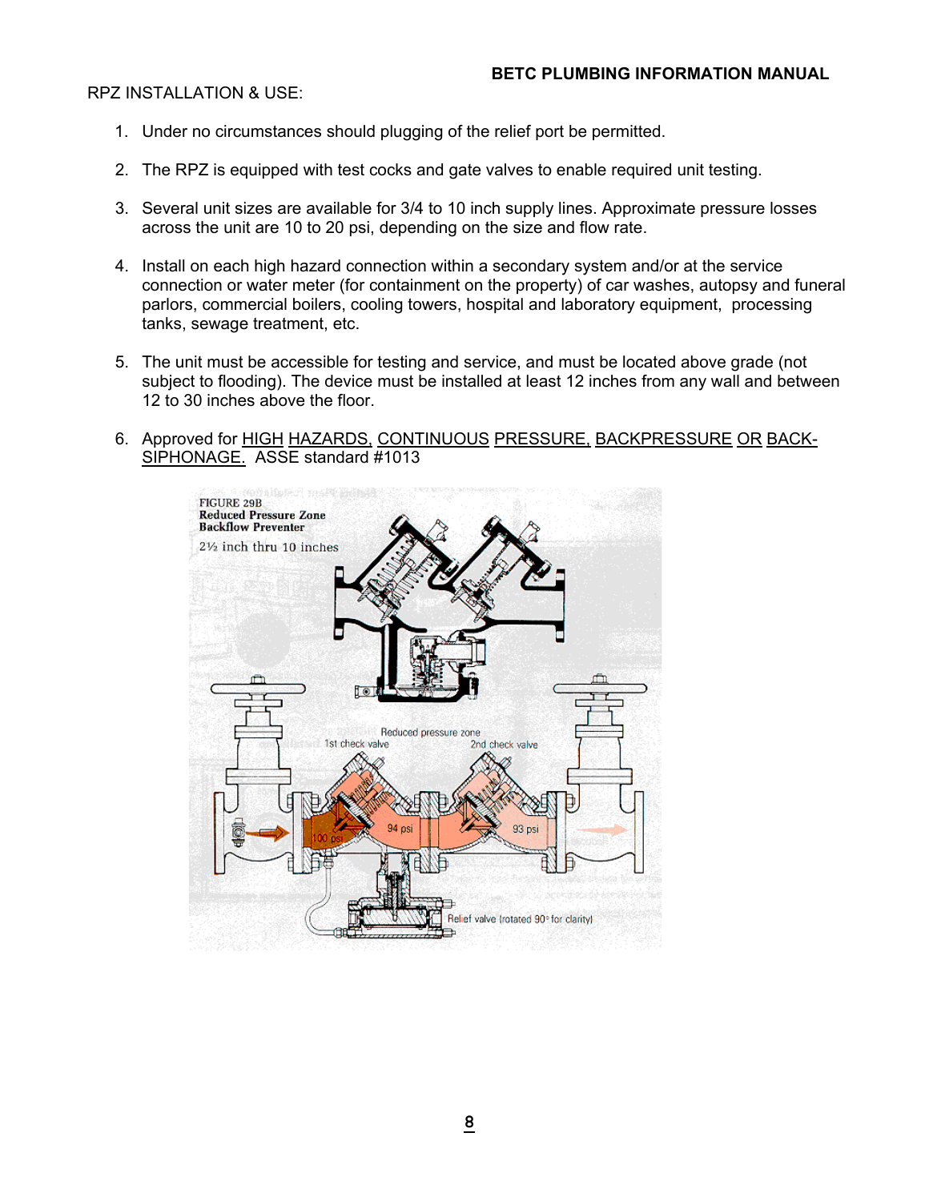RPZ INSTALLATION & USE:

1. Under no circumstances should plugging of the relief port be permitted.

2. The RPZ is equipped with test cocks and gate valves to enable required unit testing.

3. Several unit sizes are available for 3/4 to 10 inch supply lines. Approximate pressure losses across the unit are 10 to 20 psi, depending on the size and flow rate.

4. Install on each high hazard connection within a secondary system and/or at the service connection or water meter (for containment on the property) of car washes, autopsy and funeral parlors, commercial boilers, cooling towers, hospital and laboratory equipment, processing tanks, sewage treatment, etc.

5. The unit must be accessible for testing and service, and must be located above grade (not subject to flooding). The device must be installed at least 12 inches from any wall and between 12 to 30 inches above the floor.

6. Approved for HIGH HAZARDS, CONTINUOUS PRESSURE, BACKPRESSURE OR BACK-SIPHONAGE. ASSE standard #1013

FIGURE 29B
**Reduced Pressure Zone Backflow Preventer**
2½ inch thru 10 inches

Reduced pressure zone
1st check valve
2nd check valve
100 psi
94 psi
93 psi
Relief valve (rotated 90° for clarity)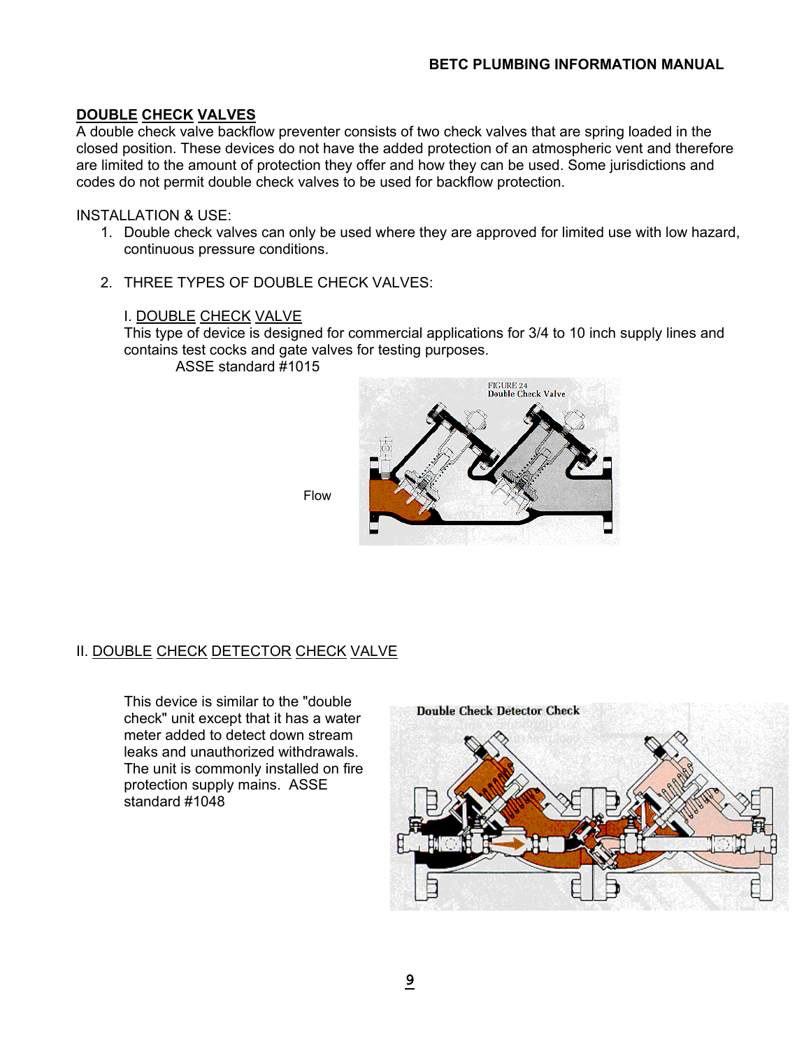## DOUBLE CHECK VALVES

A double check valve backflow preventer consists of two check valves that are spring loaded in the closed position. These devices do not have the added protection of an atmospheric vent and therefore are limited to the amount of protection they offer and how they can be used. Some jurisdictions and codes do not permit double check valves to be used for backflow protection.

INSTALLATION & USE:

1. Double check valves can only be used where they are approved for limited use with low hazard, continuous pressure conditions.

2. THREE TYPES OF DOUBLE CHECK VALVES:

   I. DOUBLE CHECK VALVE

   This type of device is designed for commercial applications for 3/4 to 10 inch supply lines and contains test cocks and gate valves for testing purposes.

   ASSE standard #1015

   FIGURE 24
   Double Check Valve

   Flow

II. DOUBLE CHECK DETECTOR CHECK VALVE

This device is similar to the "double check" unit except that it has a water meter added to detect down stream leaks and unauthorized withdrawals. The unit is commonly installed on fire protection supply mains. ASSE standard #1048

Double Check Detector Check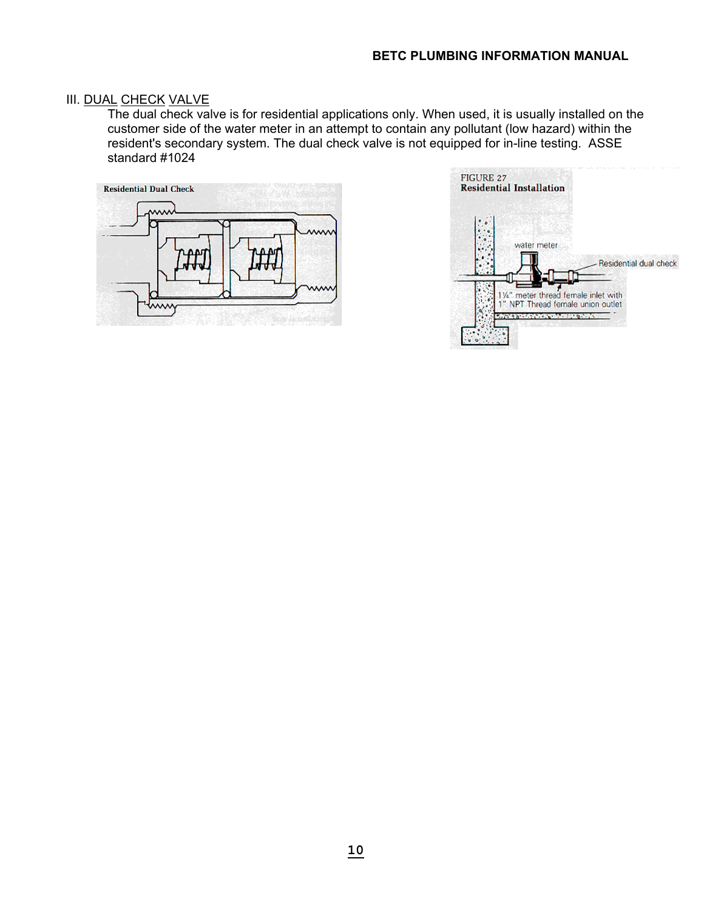III. DUAL CHECK VALVE

The dual check valve is for residential applications only. When used, it is usually installed on the customer side of the water meter in an attempt to contain any pollutant (low hazard) within the resident's secondary system. The dual check valve is not equipped for in-line testing. ASSE standard #1024

Residential Dual Check

FIGURE 27
Residential Installation

water meter

Residential dual check

1¼" meter thread female inlet with
1" NPT Thread female union outlet